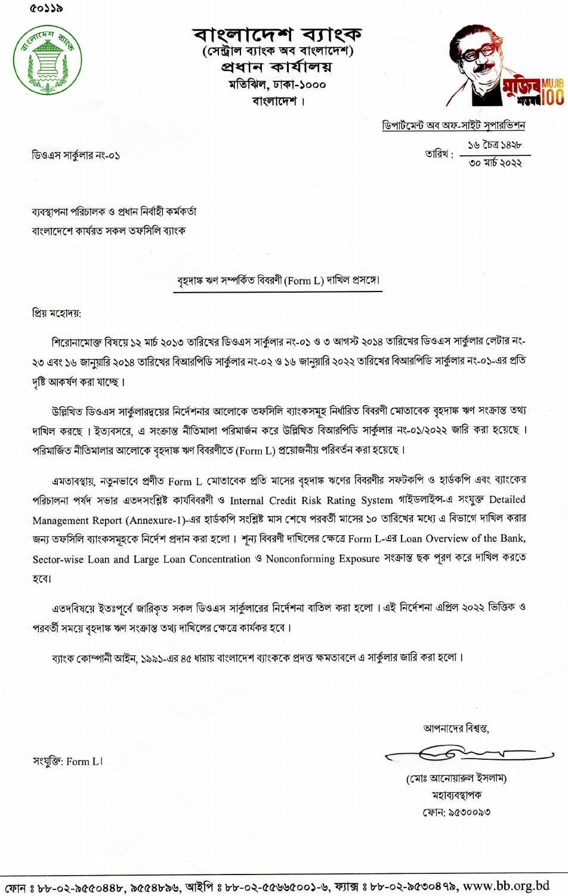৫০১১৯

# বাংলাদেশ ব্যাংক
**(সেন্ট্রাল ব্যাংক অব বাংলাদেশ)**
**প্রধান কার্যালয়**
**মতিঝিল, ঢাকা-১০০০**
**বাংলাদেশ।**

মুজিব শতবর্ষ MUJIB 100

ডিপার্টমেন্ট অব অফ-সাইট সুপারভিশন

ডিওএস সার্কুলার নং-০১

তারিখ : ১৬ চৈত্র ১৪২৮
৩০ মার্চ ২০২২

ব্যবস্থাপনা পরিচালক ও প্রধান নির্বাহী কর্মকর্তা
বাংলাদেশে কার্যরত সকল তফসিলি ব্যাংক

**বৃহদাঙ্ক ঋণ সম্পর্কিত বিবরণী (Form L) দাখিল প্রসঙ্গে।**

প্রিয় মহোদয়:

শিরোনামোক্ত বিষয়ে ১২ মার্চ ২০১৩ তারিখের ডিওএস সার্কুলার নং-০১ ও ৩ আগস্ট ২০১৪ তারিখের ডিওএস সার্কুলার লেটার নং-২৩ এবং ১৬ জানুয়ারি ২০১৪ তারিখের বিআরপিডি সার্কুলার নং-০২ ও ১৬ জানুয়ারি ২০২২ তারিখের বিআরপিডি সার্কুলার নং-০১-এর প্রতি দৃষ্টি আকর্ষণ করা যাচ্ছে।

উল্লিখিত ডিওএস সার্কুলারদ্বয়ের নির্দেশনার আলোকে তফসিলি ব্যাংকসমূহ নির্ধারিত বিবরণী মোতাবেক বৃহদাঙ্ক ঋণ সংক্রান্ত তথ্য দাখিল করছে। ইত্যবসরে, এ সংক্রান্ত নীতিমালা পরিমার্জন করে উল্লিখিত বিআরপিডি সার্কুলার নং-০১/২০২২ জারি করা হয়েছে। পরিমার্জিত নীতিমালার আলোকে বৃহদাঙ্ক ঋণ বিবরণীতে (Form L) প্রয়োজনীয় পরিবর্তন করা হয়েছে।

এমতাবস্থায়, নতুনভাবে প্রণীত Form L মোতাবেক প্রতি মাসের বৃহদাঙ্ক ঋণের বিবরণীর সফটকপি ও হার্ডকপি এবং ব্যাংকের পরিচালনা পর্ষদ সভার এতদসংশ্লিষ্ট কার্যবিবরণী ও Internal Credit Risk Rating System গাইডলাইন্স-এ সংযুক্ত Detailed Management Report (Annexure-1)-এর হার্ডকপি সংশ্লিষ্ট মাস শেষে পরবর্তী মাসের ১০ তারিখের মধ্যে এ বিভাগে দাখিল করার জন্য তফসিলি ব্যাংকসমূহকে নির্দেশ প্রদান করা হলো। শূন্য বিবরণী দাখিলের ক্ষেত্রে Form L-এর Loan Overview of the Bank, Sector-wise Loan and Large Loan Concentration ও Nonconforming Exposure সংক্রান্ত ছক পূরণ করে দাখিল করতে হবে।

এতদবিষয়ে ইতঃপূর্বে জারিকৃত সকল ডিওএস সার্কুলারের নির্দেশনা বাতিল করা হলো। এই নির্দেশনা এপ্রিল ২০২২ ভিত্তিক ও পরবর্তী সময়ে বৃহদাঙ্ক ঋণ সংক্রান্ত তথ্য দাখিলের ক্ষেত্রে কার্যকর হবে।

ব্যাংক কোম্পানী আইন, ১৯৯১-এর ৪৫ ধারায় বাংলাদেশ ব্যাংককে প্রদত্ত ক্ষমতাবলে এ সার্কুলার জারি করা হলো।

আপনাদের বিশ্বস্ত,

(মোঃ আনোয়ারুল ইসলাম)
মহাব্যবস্থাপক
ফোন: ৯৫৩০০৯৩

সংযুক্তি: Form L।

ফোন ঃ ৮৮-০২-৯৫৫০৪৪৮, ৯৫৫৪৮৯৬, আইপি ঃ ৮৮-০২-৫৫৬৬৫০০১-৬, ফ্যাক্স ঃ ৮৮-০২-৯৫৩০৪৭৯, www.bb.org.bd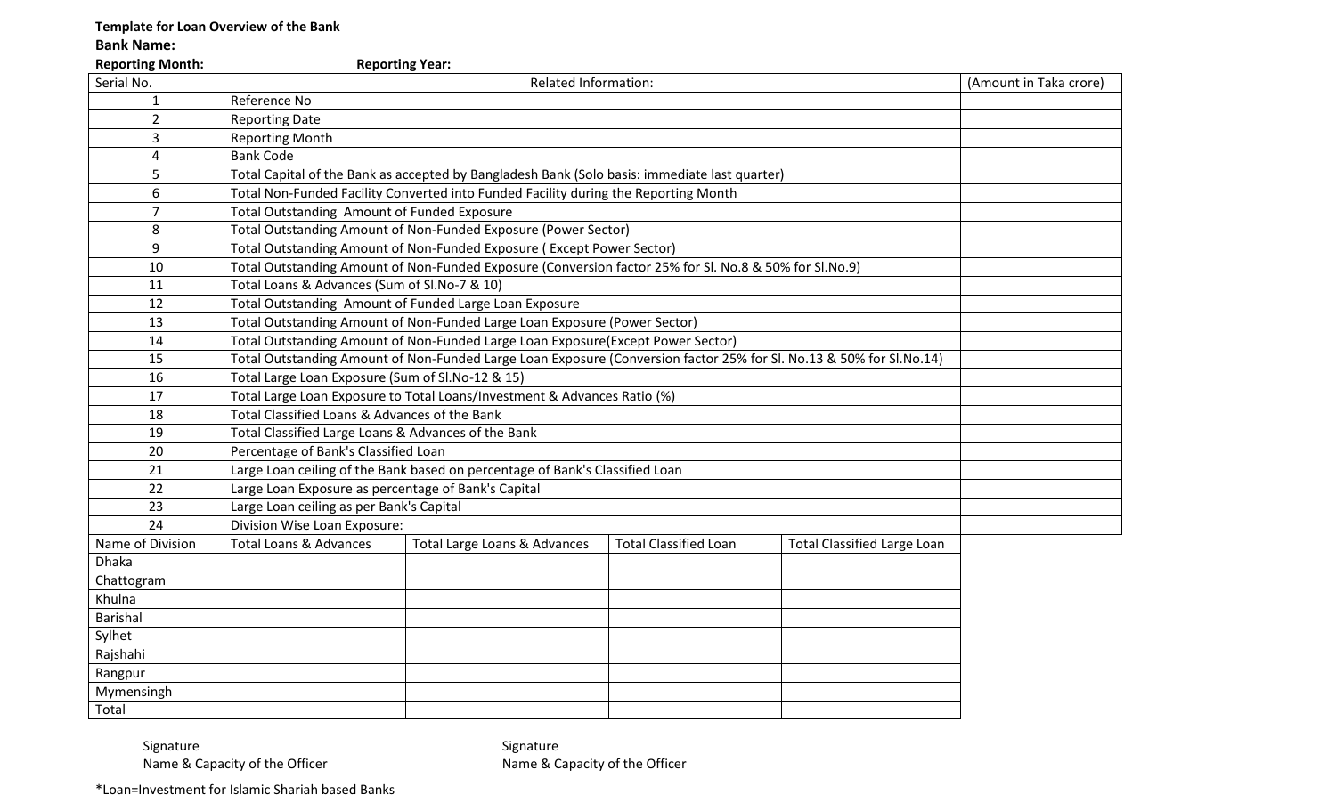**Template for Loan Overview of the Bank**

**Bank Name:**

**Reporting Month:** **Reporting Year:**

| Serial No. | Related Information: | (Amount in Taka crore) |
|---|---|---|
| 1 | Reference No | |
| 2 | Reporting Date | |
| 3 | Reporting Month | |
| 4 | Bank Code | |
| 5 | Total Capital of the Bank as accepted by Bangladesh Bank (Solo basis: immediate last quarter) | |
| 6 | Total Non-Funded Facility Converted into Funded Facility during the Reporting Month | |
| 7 | Total Outstanding Amount of Funded Exposure | |
| 8 | Total Outstanding Amount of Non-Funded Exposure (Power Sector) | |
| 9 | Total Outstanding Amount of Non-Funded Exposure ( Except Power Sector) | |
| 10 | Total Outstanding Amount of Non-Funded Exposure (Conversion factor 25% for Sl. No.8 & 50% for Sl.No.9) | |
| 11 | Total Loans & Advances (Sum of Sl.No-7 & 10) | |
| 12 | Total Outstanding Amount of Funded Large Loan Exposure | |
| 13 | Total Outstanding Amount of Non-Funded Large Loan Exposure (Power Sector) | |
| 14 | Total Outstanding Amount of Non-Funded Large Loan Exposure(Except Power Sector) | |
| 15 | Total Outstanding Amount of Non-Funded Large Loan Exposure (Conversion factor 25% for Sl. No.13 & 50% for Sl.No.14) | |
| 16 | Total Large Loan Exposure (Sum of Sl.No-12 & 15) | |
| 17 | Total Large Loan Exposure to Total Loans/Investment & Advances Ratio (%) | |
| 18 | Total Classified Loans & Advances of the Bank | |
| 19 | Total Classified Large Loans & Advances of the Bank | |
| 20 | Percentage of Bank's Classified Loan | |
| 21 | Large Loan ceiling of the Bank based on percentage of Bank's Classified Loan | |
| 22 | Large Loan Exposure as percentage of Bank's Capital | |
| 23 | Large Loan ceiling as per Bank's Capital | |
| 24 | Division Wise Loan Exposure: | |

| Name of Division | Total Loans & Advances | Total Large Loans & Advances | Total Classified Loan | Total Classified Large Loan |
|---|---|---|---|---|
| Dhaka | | | | |
| Chattogram | | | | |
| Khulna | | | | |
| Barishal | | | | |
| Sylhet | | | | |
| Rajshahi | | | | |
| Rangpur | | | | |
| Mymensingh | | | | |
| Total | | | | |

Signature
Name & Capacity of the Officer

Signature
Name & Capacity of the Officer

*Loan=Investment for Islamic Shariah based Banks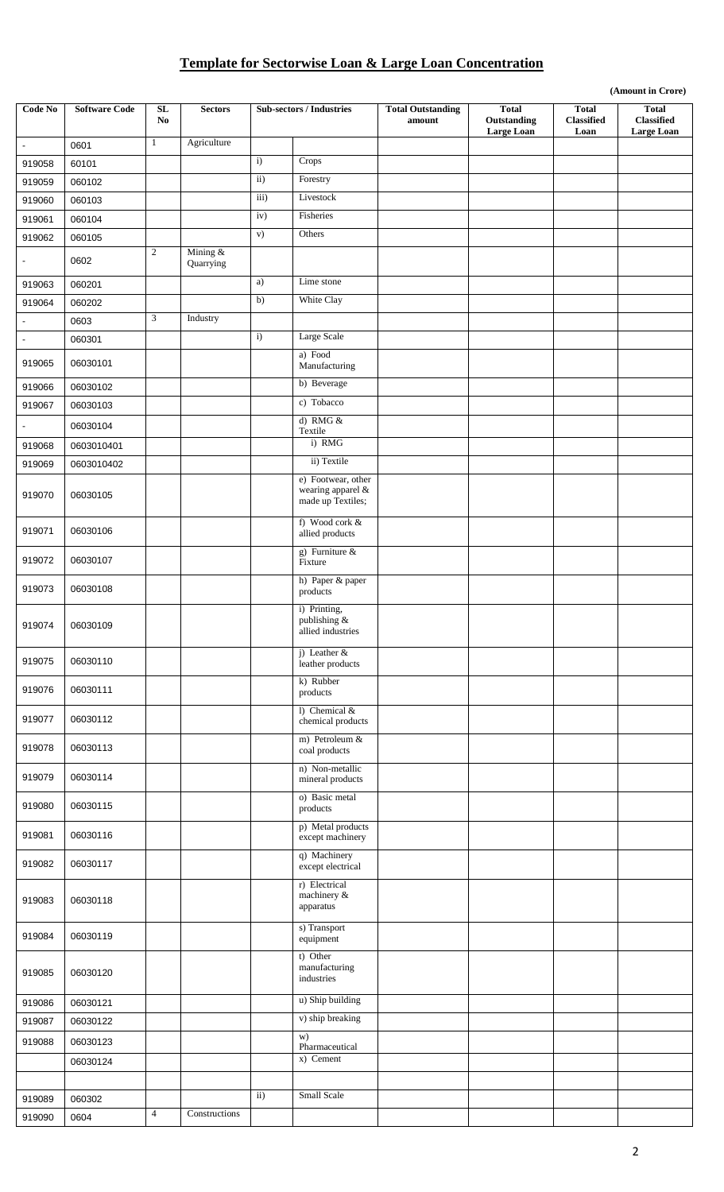# Template for Sectorwise Loan & Large Loan Concentration

**(Amount in Crore)**

| Code No | Software Code | SL No | Sectors | Sub-sectors / Industries | | Total Outstanding amount | Total Outstanding Large Loan | Total Classified Loan | Total Classified Large Loan |
|---|---|---|---|---|---|---|---|---|---|
| - | 0601 | 1 | Agriculture | | | | | | |
| 919058 | 60101 | | | i) | Crops | | | | |
| 919059 | 060102 | | | ii) | Forestry | | | | |
| 919060 | 060103 | | | iii) | Livestock | | | | |
| 919061 | 060104 | | | iv) | Fisheries | | | | |
| 919062 | 060105 | | | v) | Others | | | | |
| - | 0602 | 2 | Mining & Quarrying | | | | | | |
| 919063 | 060201 | | | a) | Lime stone | | | | |
| 919064 | 060202 | | | b) | White Clay | | | | |
| - | 0603 | 3 | Industry | | | | | | |
| - | 060301 | | | i) | Large Scale | | | | |
| 919065 | 06030101 | | | | a) Food Manufacturing | | | | |
| 919066 | 06030102 | | | | b) Beverage | | | | |
| 919067 | 06030103 | | | | c) Tobacco | | | | |
| - | 06030104 | | | | d) RMG & Textile | | | | |
| 919068 | 0603010401 | | | | i) RMG | | | | |
| 919069 | 0603010402 | | | | ii) Textile | | | | |
| 919070 | 06030105 | | | | e) Footwear, other wearing apparel & made up Textiles; | | | | |
| 919071 | 06030106 | | | | f) Wood cork & allied products | | | | |
| 919072 | 06030107 | | | | g) Furniture & Fixture | | | | |
| 919073 | 06030108 | | | | h) Paper & paper products | | | | |
| 919074 | 06030109 | | | | i) Printing, publishing & allied industries | | | | |
| 919075 | 06030110 | | | | j) Leather & leather products | | | | |
| 919076 | 06030111 | | | | k) Rubber products | | | | |
| 919077 | 06030112 | | | | l) Chemical & chemical products | | | | |
| 919078 | 06030113 | | | | m) Petroleum & coal products | | | | |
| 919079 | 06030114 | | | | n) Non-metallic mineral products | | | | |
| 919080 | 06030115 | | | | o) Basic metal products | | | | |
| 919081 | 06030116 | | | | p) Metal products except machinery | | | | |
| 919082 | 06030117 | | | | q) Machinery except electrical | | | | |
| 919083 | 06030118 | | | | r) Electrical machinery & apparatus | | | | |
| 919084 | 06030119 | | | | s) Transport equipment | | | | |
| 919085 | 06030120 | | | | t) Other manufacturing industries | | | | |
| 919086 | 06030121 | | | | u) Ship building | | | | |
| 919087 | 06030122 | | | | v) ship breaking | | | | |
| 919088 | 06030123 | | | | w) Pharmaceutical | | | | |
| | 06030124 | | | | x) Cement | | | | |
| | | | | | | | | | |
| 919089 | 060302 | | | ii) | Small Scale | | | | |
| 919090 | 0604 | 4 | Constructions | | | | | | |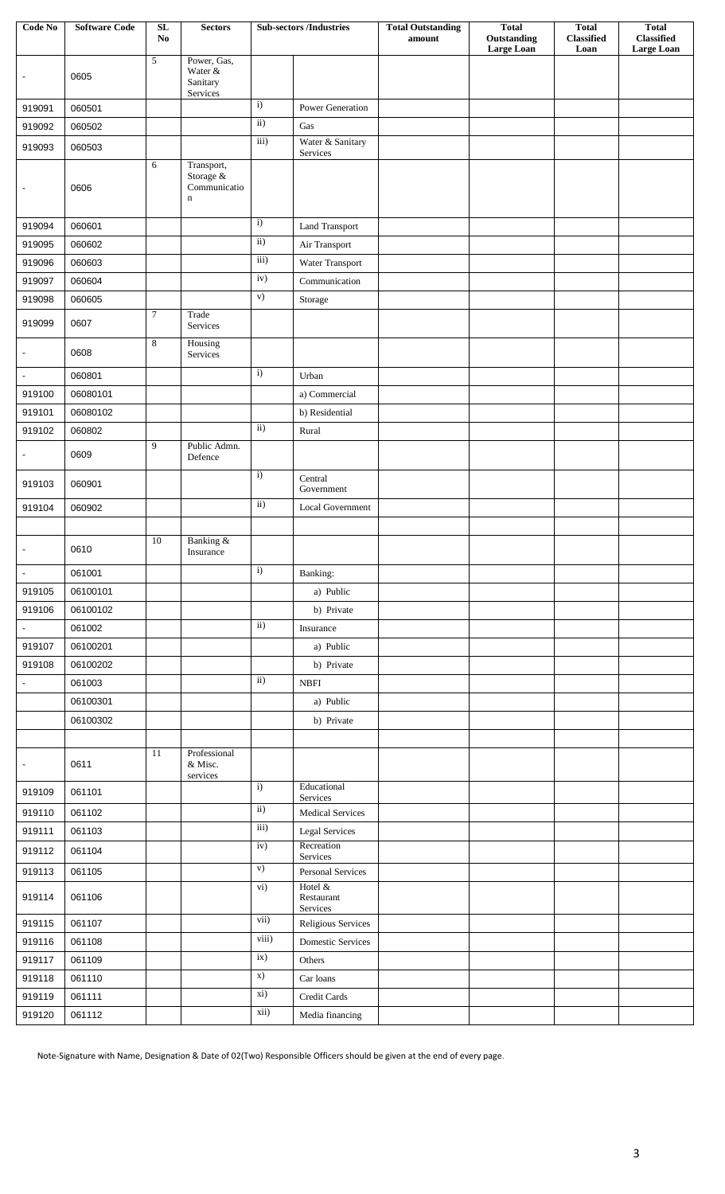| Code No | Software Code | SL No | Sectors | Sub-sectors /Industries | | Total Outstanding amount | Total Outstanding Large Loan | Total Classified Loan | Total Classified Large Loan |
|---|---|---|---|---|---|---|---|---|---|
| - | 0605 | 5 | Power, Gas, Water & Sanitary Services | | | | | | |
| 919091 | 060501 | | | i) | Power Generation | | | | |
| 919092 | 060502 | | | ii) | Gas | | | | |
| 919093 | 060503 | | | iii) | Water & Sanitary Services | | | | |
| - | 0606 | 6 | Transport, Storage & Communication | | | | | | |
| 919094 | 060601 | | | i) | Land Transport | | | | |
| 919095 | 060602 | | | ii) | Air Transport | | | | |
| 919096 | 060603 | | | iii) | Water Transport | | | | |
| 919097 | 060604 | | | iv) | Communication | | | | |
| 919098 | 060605 | | | v) | Storage | | | | |
| 919099 | 0607 | 7 | Trade Services | | | | | | |
| - | 0608 | 8 | Housing Services | | | | | | |
| - | 060801 | | | i) | Urban | | | | |
| 919100 | 06080101 | | | | a) Commercial | | | | |
| 919101 | 06080102 | | | | b) Residential | | | | |
| 919102 | 060802 | | | ii) | Rural | | | | |
| - | 0609 | 9 | Public Admn. Defence | | | | | | |
| 919103 | 060901 | | | i) | Central Government | | | | |
| 919104 | 060902 | | | ii) | Local Government | | | | |
| | | | | | | | | | |
| - | 0610 | 10 | Banking & Insurance | | | | | | |
| - | 061001 | | | i) | Banking: | | | | |
| 919105 | 06100101 | | | | a) Public | | | | |
| 919106 | 06100102 | | | | b) Private | | | | |
| - | 061002 | | | ii) | Insurance | | | | |
| 919107 | 06100201 | | | | a) Public | | | | |
| 919108 | 06100202 | | | | b) Private | | | | |
| - | 061003 | | | ii) | NBFI | | | | |
| | 06100301 | | | | a) Public | | | | |
| | 06100302 | | | | b) Private | | | | |
| | | | | | | | | | |
| - | 0611 | 11 | Professional & Misc. services | | | | | | |
| 919109 | 061101 | | | i) | Educational Services | | | | |
| 919110 | 061102 | | | ii) | Medical Services | | | | |
| 919111 | 061103 | | | iii) | Legal Services | | | | |
| 919112 | 061104 | | | iv) | Recreation Services | | | | |
| 919113 | 061105 | | | v) | Personal Services | | | | |
| 919114 | 061106 | | | vi) | Hotel & Restaurant Services | | | | |
| 919115 | 061107 | | | vii) | Religious Services | | | | |
| 919116 | 061108 | | | viii) | Domestic Services | | | | |
| 919117 | 061109 | | | ix) | Others | | | | |
| 919118 | 061110 | | | x) | Car loans | | | | |
| 919119 | 061111 | | | xi) | Credit Cards | | | | |
| 919120 | 061112 | | | xii) | Media financing | | | | |

Note-Signature with Name, Designation & Date of 02(Two) Responsible Officers should be given at the end of every page.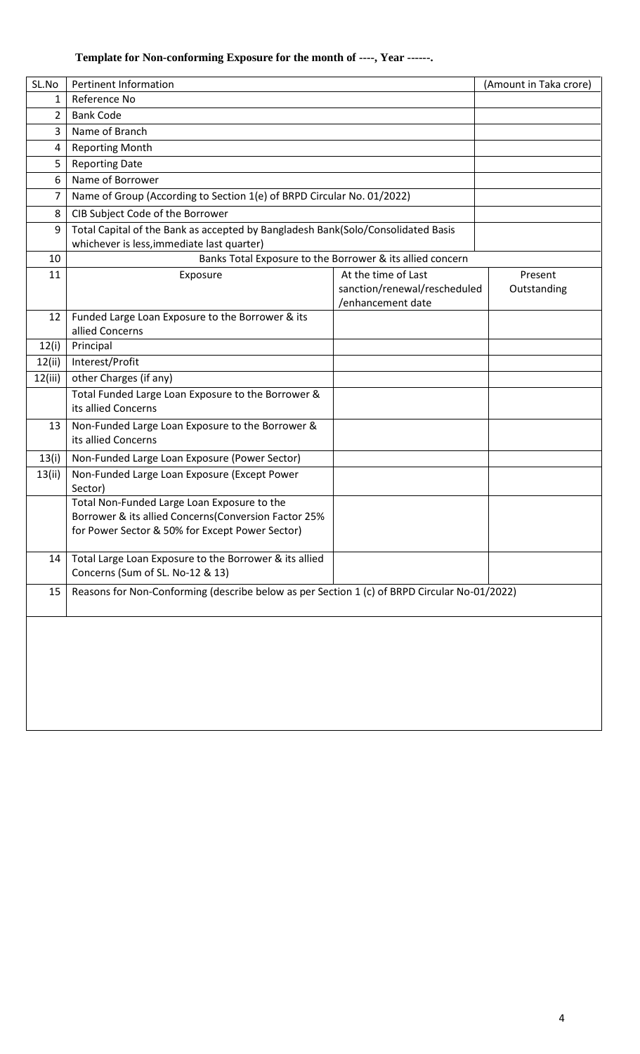**Template for Non-conforming Exposure for the month of ----, Year ------.**

| SL.No | Pertinent Information | | (Amount in Taka crore) |
|---|---|---|---|
| 1 | Reference No | | |
| 2 | Bank Code | | |
| 3 | Name of Branch | | |
| 4 | Reporting Month | | |
| 5 | Reporting Date | | |
| 6 | Name of Borrower | | |
| 7 | Name of Group (According to Section 1(e) of BRPD Circular No. 01/2022) | | |
| 8 | CIB Subject Code of the Borrower | | |
| 9 | Total Capital of the Bank as accepted by Bangladesh Bank(Solo/Consolidated Basis whichever is less,immediate last quarter) | | |
| 10 | Banks Total Exposure to the Borrower & its allied concern | | |
| 11 | Exposure | At the time of Last sanction/renewal/rescheduled /enhancement date | Present Outstanding |
| 12 | Funded Large Loan Exposure to the Borrower & its allied Concerns | | |
| 12(i) | Principal | | |
| 12(ii) | Interest/Profit | | |
| 12(iii) | other Charges (if any) | | |
| | Total Funded Large Loan Exposure to the Borrower & its allied Concerns | | |
| 13 | Non-Funded Large Loan Exposure to the Borrower & its allied Concerns | | |
| 13(i) | Non-Funded Large Loan Exposure (Power Sector) | | |
| 13(ii) | Non-Funded Large Loan Exposure (Except Power Sector) | | |
| | Total Non-Funded Large Loan Exposure to the Borrower & its allied Concerns(Conversion Factor 25% for Power Sector & 50% for Except Power Sector) | | |
| 14 | Total Large Loan Exposure to the Borrower & its allied Concerns (Sum of SL. No-12 & 13) | | |
| 15 | Reasons for Non-Conforming (describe below as per Section 1 (c) of BRPD Circular No-01/2022) | | |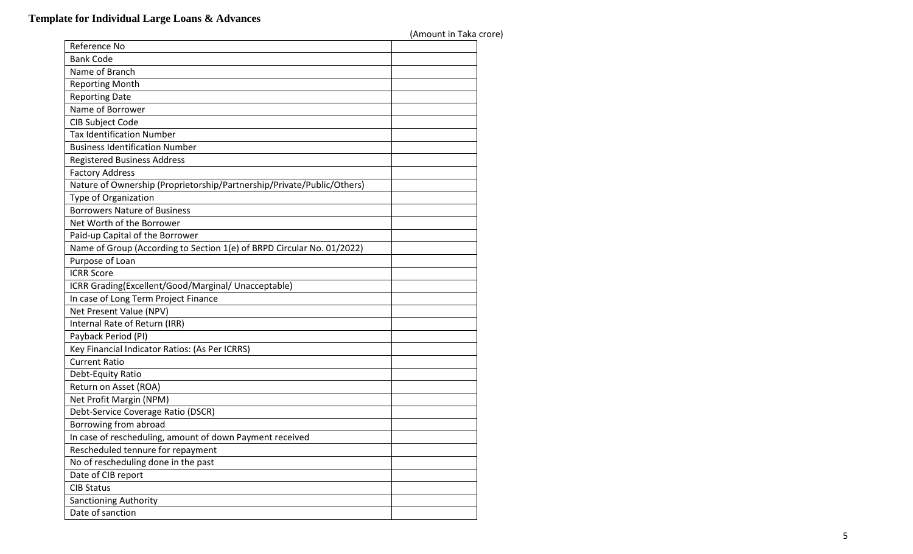## Template for Individual Large Loans & Advances

(Amount in Taka crore)

| | |
|---|---|
| Reference No | |
| Bank Code | |
| Name of Branch | |
| Reporting Month | |
| Reporting Date | |
| Name of Borrower | |
| CIB Subject Code | |
| Tax Identification Number | |
| Business Identification Number | |
| Registered Business Address | |
| Factory Address | |
| Nature of Ownership (Proprietorship/Partnership/Private/Public/Others) | |
| Type of Organization | |
| Borrowers Nature of Business | |
| Net Worth of the Borrower | |
| Paid-up Capital of the Borrower | |
| Name of Group (According to Section 1(e) of BRPD Circular No. 01/2022) | |
| Purpose of Loan | |
| ICRR Score | |
| ICRR Grading(Excellent/Good/Marginal/ Unacceptable) | |
| In case of Long Term Project Finance | |
| Net Present Value (NPV) | |
| Internal Rate of Return (IRR) | |
| Payback Period (PI) | |
| Key Financial Indicator Ratios: (As Per ICRRS) | |
| Current Ratio | |
| Debt-Equity Ratio | |
| Return on Asset (ROA) | |
| Net Profit Margin (NPM) | |
| Debt-Service Coverage Ratio (DSCR) | |
| Borrowing from abroad | |
| In case of rescheduling, amount of down Payment received | |
| Rescheduled tennure for repayment | |
| No of rescheduling done in the past | |
| Date of CIB report | |
| CIB Status | |
| Sanctioning Authority | |
| Date of sanction | |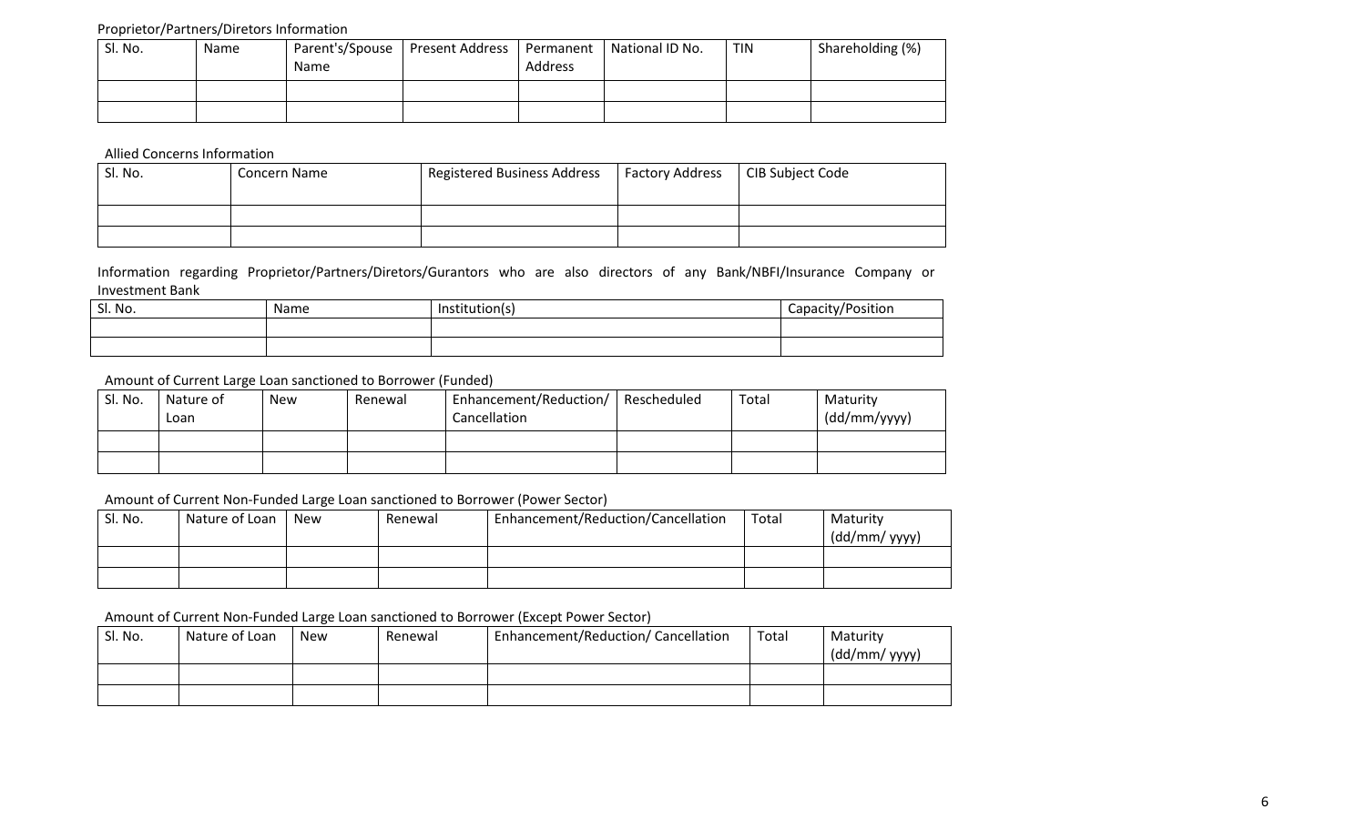Proprietor/Partners/Diretors Information

| Sl. No. | Name | Parent's/Spouse Name | Present Address | Permanent Address | National ID No. | TIN | Shareholding (%) |
|---|---|---|---|---|---|---|---|
| | | | | | | | |
| | | | | | | | |

Allied Concerns Information

| Sl. No. | Concern Name | Registered Business Address | Factory Address | CIB Subject Code |
|---|---|---|---|---|
| | | | | |
| | | | | |

Information regarding Proprietor/Partners/Diretors/Gurantors who are also directors of any Bank/NBFI/Insurance Company or Investment Bank

| Sl. No. | Name | Institution(s) | Capacity/Position |
|---|---|---|---|
| | | | |
| | | | |

Amount of Current Large Loan sanctioned to Borrower (Funded)

| Sl. No. | Nature of Loan | New | Renewal | Enhancement/Reduction/ Cancellation | Rescheduled | Total | Maturity (dd/mm/yyyy) |
|---|---|---|---|---|---|---|---|
| | | | | | | | |
| | | | | | | | |

Amount of Current Non-Funded Large Loan sanctioned to Borrower (Power Sector)

| Sl. No. | Nature of Loan | New | Renewal | Enhancement/Reduction/Cancellation | Total | Maturity (dd/mm/ yyyy) |
|---|---|---|---|---|---|---|
| | | | | | | |
| | | | | | | |

Amount of Current Non-Funded Large Loan sanctioned to Borrower (Except Power Sector)

| Sl. No. | Nature of Loan | New | Renewal | Enhancement/Reduction/ Cancellation | Total | Maturity (dd/mm/ yyyy) |
|---|---|---|---|---|---|---|
| | | | | | | |
| | | | | | | |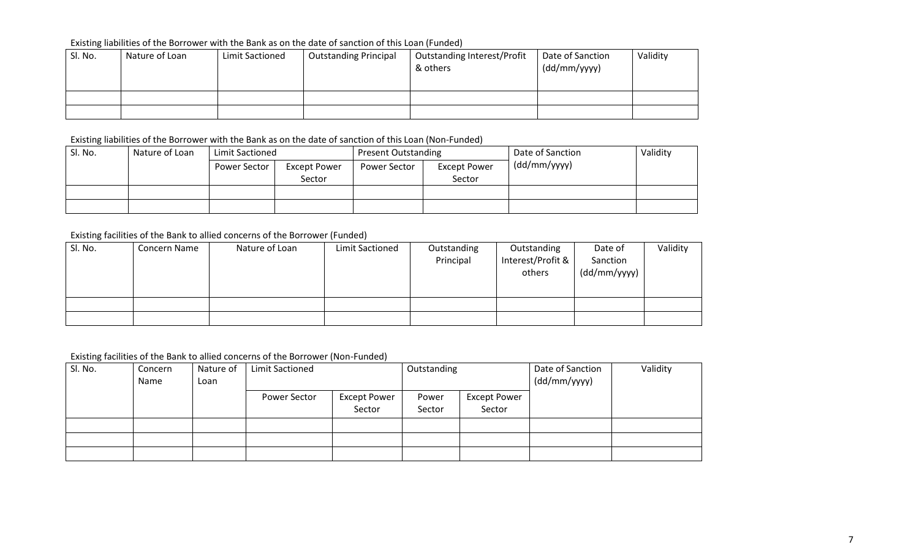Existing liabilities of the Borrower with the Bank as on the date of sanction of this Loan (Funded)

| Sl. No. | Nature of Loan | Limit Sactioned | Outstanding Principal | Outstanding Interest/Profit & others | Date of Sanction (dd/mm/yyyy) | Validity |
|---|---|---|---|---|---|---|
| | | | | | | |
| | | | | | | |

Existing liabilities of the Borrower with the Bank as on the date of sanction of this Loan (Non-Funded)

| Sl. No. | Nature of Loan | Limit Sactioned | | Present Outstanding | | Date of Sanction (dd/mm/yyyy) | Validity |
|---|---|---|---|---|---|---|---|
| | | Power Sector | Except Power Sector | Power Sector | Except Power Sector | | |
| | | | | | | | |
| | | | | | | | |

Existing facilities of the Bank to allied concerns of the Borrower (Funded)

| Sl. No. | Concern Name | Nature of Loan | Limit Sactioned | Outstanding Principal | Outstanding Interest/Profit & others | Date of Sanction (dd/mm/yyyy) | Validity |
|---|---|---|---|---|---|---|---|
| | | | | | | | |
| | | | | | | | |

Existing facilities of the Bank to allied concerns of the Borrower (Non-Funded)

| Sl. No. | Concern Name | Nature of Loan | Limit Sactioned | | Outstanding | | Date of Sanction (dd/mm/yyyy) | Validity |
|---|---|---|---|---|---|---|---|---|
| | | | Power Sector | Except Power Sector | Power Sector | Except Power Sector | | |
| | | | | | | | | |
| | | | | | | | | |
| | | | | | | | | |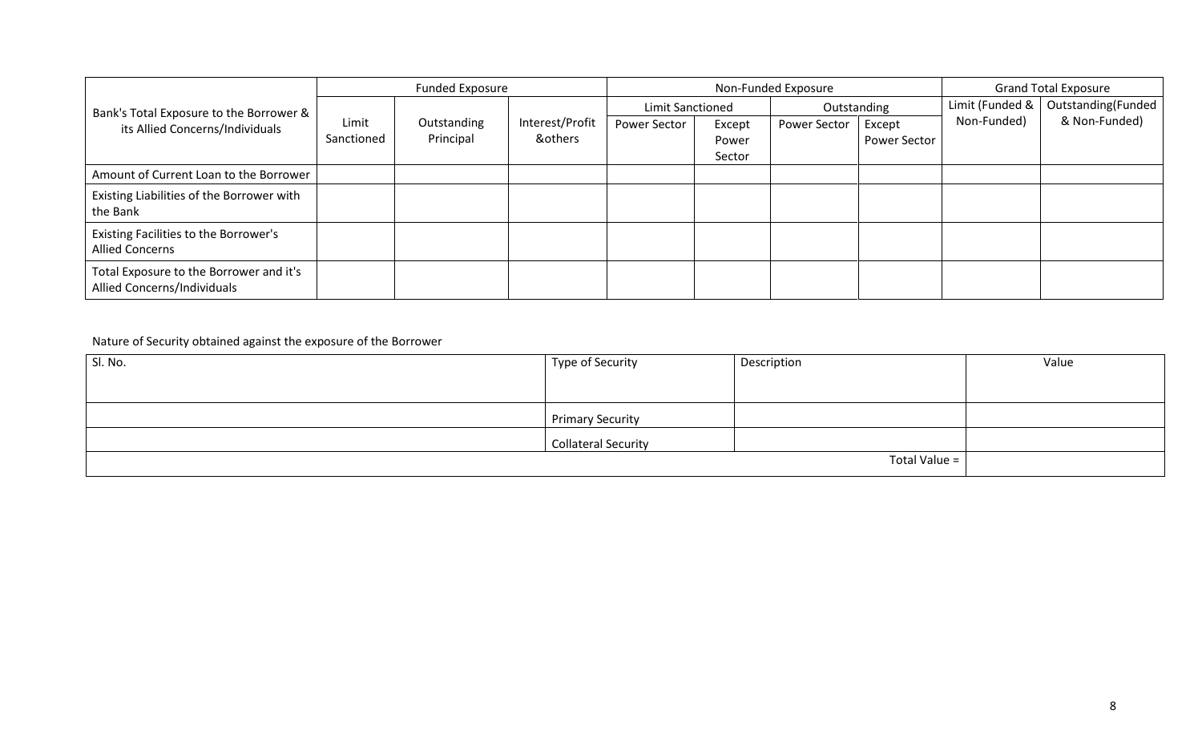| Bank's Total Exposure to the Borrower & its Allied Concerns/Individuals | Funded Exposure | | | Non-Funded Exposure | | | | Grand Total Exposure | |
|---|---|---|---|---|---|---|---|---|---|
| | | | | Limit Sanctioned | | Outstanding | | Limit (Funded & Non-Funded) | Outstanding(Funded & Non-Funded) |
| | Limit Sanctioned | Outstanding Principal | Interest/Profit &others | Power Sector | Except Power Sector | Power Sector | Except Power Sector | | |
| Amount of Current Loan to the Borrower | | | | | | | | | |
| Existing Liabilities of the Borrower with the Bank | | | | | | | | | |
| Existing Facilities to the Borrower's Allied Concerns | | | | | | | | | |
| Total Exposure to the Borrower and it's Allied Concerns/Individuals | | | | | | | | | |

Nature of Security obtained against the exposure of the Borrower

| Sl. No. | Type of Security | Description | Value |
|---|---|---|---|
| | Primary Security | | |
| | Collateral Security | | |
| | | Total Value = | |